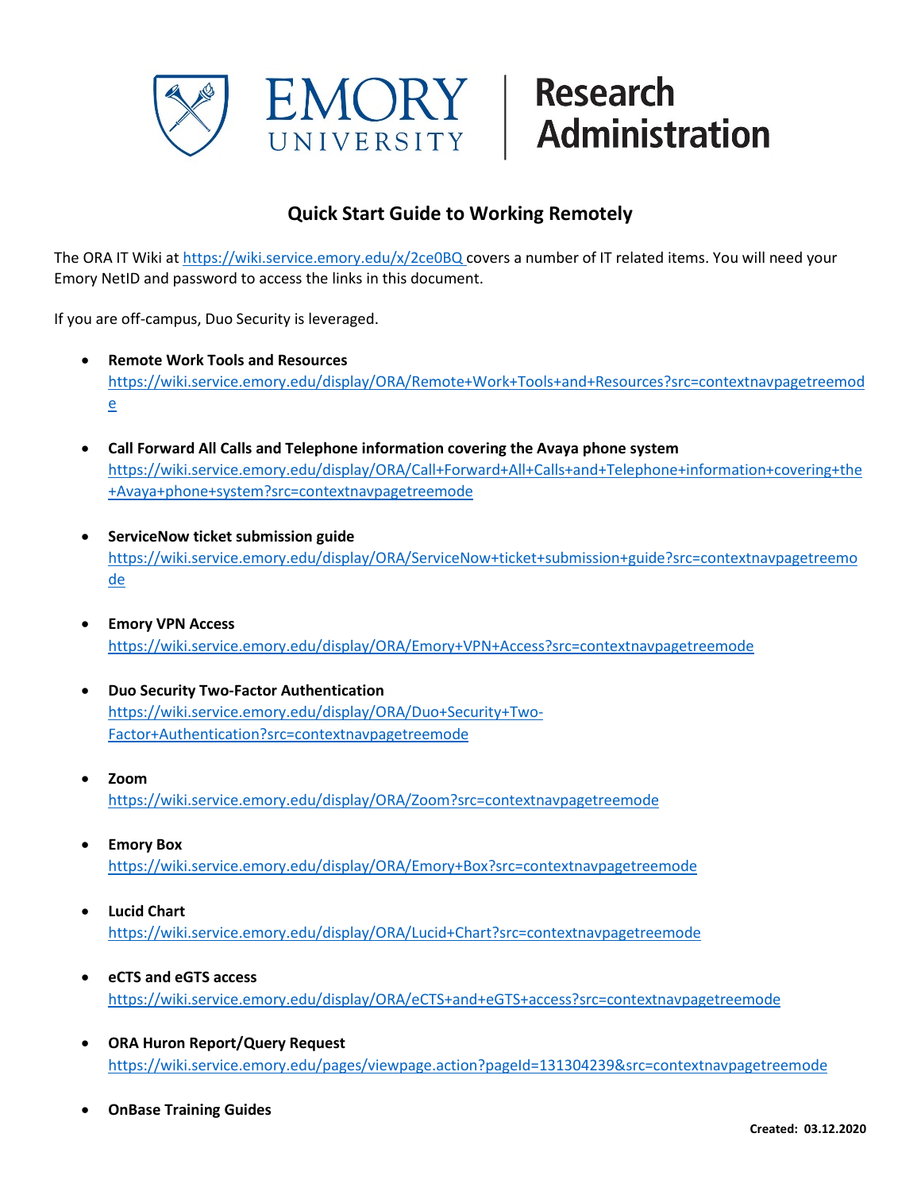# Quick Start Guide to Working Remotely

The ORA IT Wiki at https://wiki.service.emory.edu/x/2ce0BQ covers a number of IT related items. You will need your Emory NetID and password to access the links in this document.

If you are off-campus, Duo Security is leveraged.

- **Remote Work Tools and Resources**
  https://wiki.service.emory.edu/display/ORA/Remote+Work+Tools+and+Resources?src=contextnavpagetreemode

- **Call Forward All Calls and Telephone information covering the Avaya phone system**
  https://wiki.service.emory.edu/display/ORA/Call+Forward+All+Calls+and+Telephone+information+covering+the+Avaya+phone+system?src=contextnavpagetreemode

- **ServiceNow ticket submission guide**
  https://wiki.service.emory.edu/display/ORA/ServiceNow+ticket+submission+guide?src=contextnavpagetreemode

- **Emory VPN Access**
  https://wiki.service.emory.edu/display/ORA/Emory+VPN+Access?src=contextnavpagetreemode

- **Duo Security Two-Factor Authentication**
  https://wiki.service.emory.edu/display/ORA/Duo+Security+Two-Factor+Authentication?src=contextnavpagetreemode

- **Zoom**
  https://wiki.service.emory.edu/display/ORA/Zoom?src=contextnavpagetreemode

- **Emory Box**
  https://wiki.service.emory.edu/display/ORA/Emory+Box?src=contextnavpagetreemode

- **Lucid Chart**
  https://wiki.service.emory.edu/display/ORA/Lucid+Chart?src=contextnavpagetreemode

- **eCTS and eGTS access**
  https://wiki.service.emory.edu/display/ORA/eCTS+and+eGTS+access?src=contextnavpagetreemode

- **ORA Huron Report/Query Request**
  https://wiki.service.emory.edu/pages/viewpage.action?pageId=131304239&src=contextnavpagetreemode

- **OnBase Training Guides**

**Created: 03.12.2020**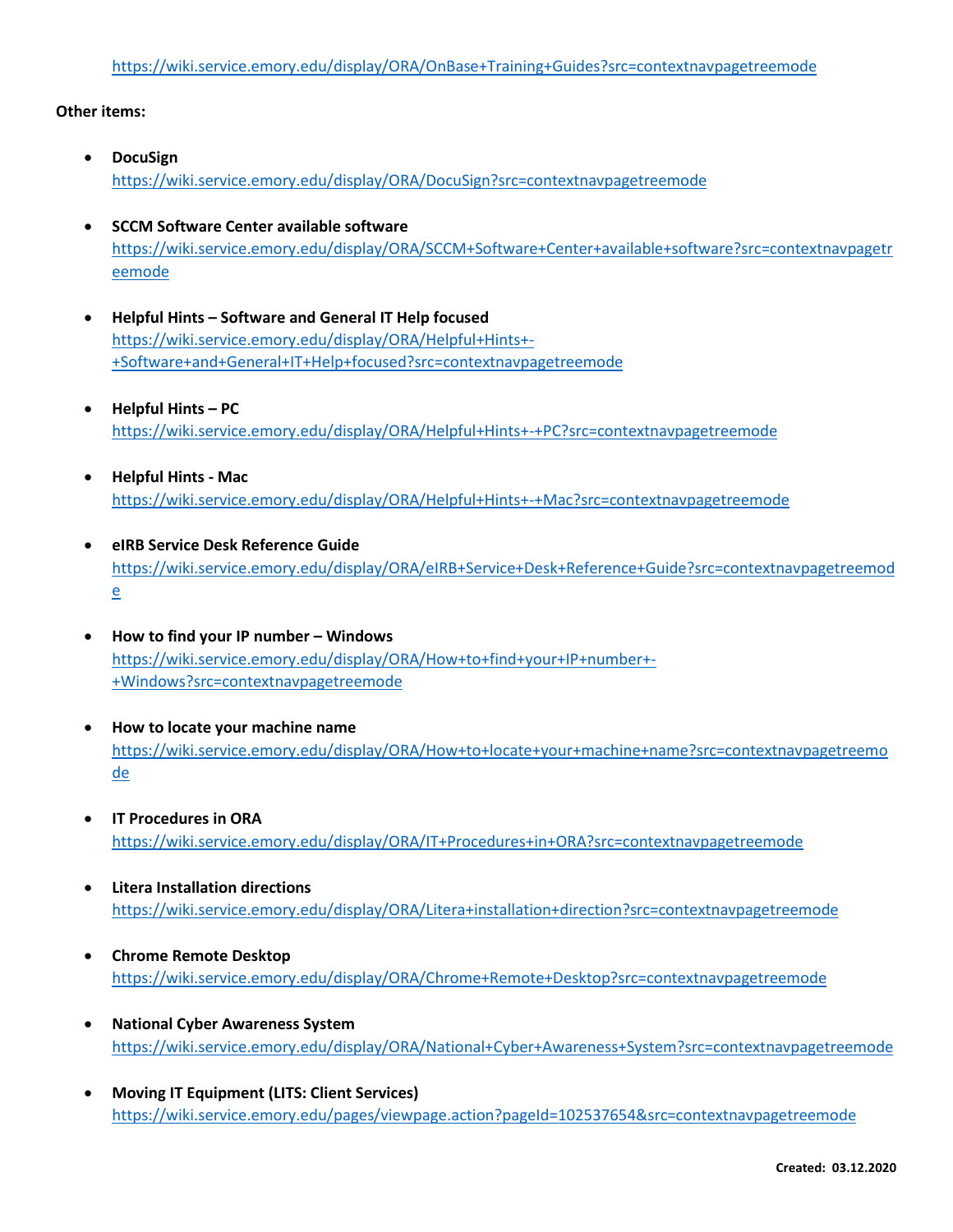https://wiki.service.emory.edu/display/ORA/OnBase+Training+Guides?src=contextnavpagetreemode

**Other items:**

- **DocuSign**
  https://wiki.service.emory.edu/display/ORA/DocuSign?src=contextnavpagetreemode

- **SCCM Software Center available software**
  https://wiki.service.emory.edu/display/ORA/SCCM+Software+Center+available+software?src=contextnavpagetreemode

- **Helpful Hints – Software and General IT Help focused**
  https://wiki.service.emory.edu/display/ORA/Helpful+Hints+-+Software+and+General+IT+Help+focused?src=contextnavpagetreemode

- **Helpful Hints – PC**
  https://wiki.service.emory.edu/display/ORA/Helpful+Hints+-+PC?src=contextnavpagetreemode

- **Helpful Hints - Mac**
  https://wiki.service.emory.edu/display/ORA/Helpful+Hints+-+Mac?src=contextnavpagetreemode

- **eIRB Service Desk Reference Guide**
  https://wiki.service.emory.edu/display/ORA/eIRB+Service+Desk+Reference+Guide?src=contextnavpagetreemode

- **How to find your IP number – Windows**
  https://wiki.service.emory.edu/display/ORA/How+to+find+your+IP+number+-+Windows?src=contextnavpagetreemode

- **How to locate your machine name**
  https://wiki.service.emory.edu/display/ORA/How+to+locate+your+machine+name?src=contextnavpagetreemode

- **IT Procedures in ORA**
  https://wiki.service.emory.edu/display/ORA/IT+Procedures+in+ORA?src=contextnavpagetreemode

- **Litera Installation directions**
  https://wiki.service.emory.edu/display/ORA/Litera+installation+direction?src=contextnavpagetreemode

- **Chrome Remote Desktop**
  https://wiki.service.emory.edu/display/ORA/Chrome+Remote+Desktop?src=contextnavpagetreemode

- **National Cyber Awareness System**
  https://wiki.service.emory.edu/display/ORA/National+Cyber+Awareness+System?src=contextnavpagetreemode

- **Moving IT Equipment (LITS: Client Services)**
  https://wiki.service.emory.edu/pages/viewpage.action?pageId=102537654&src=contextnavpagetreemode

**Created: 03.12.2020**